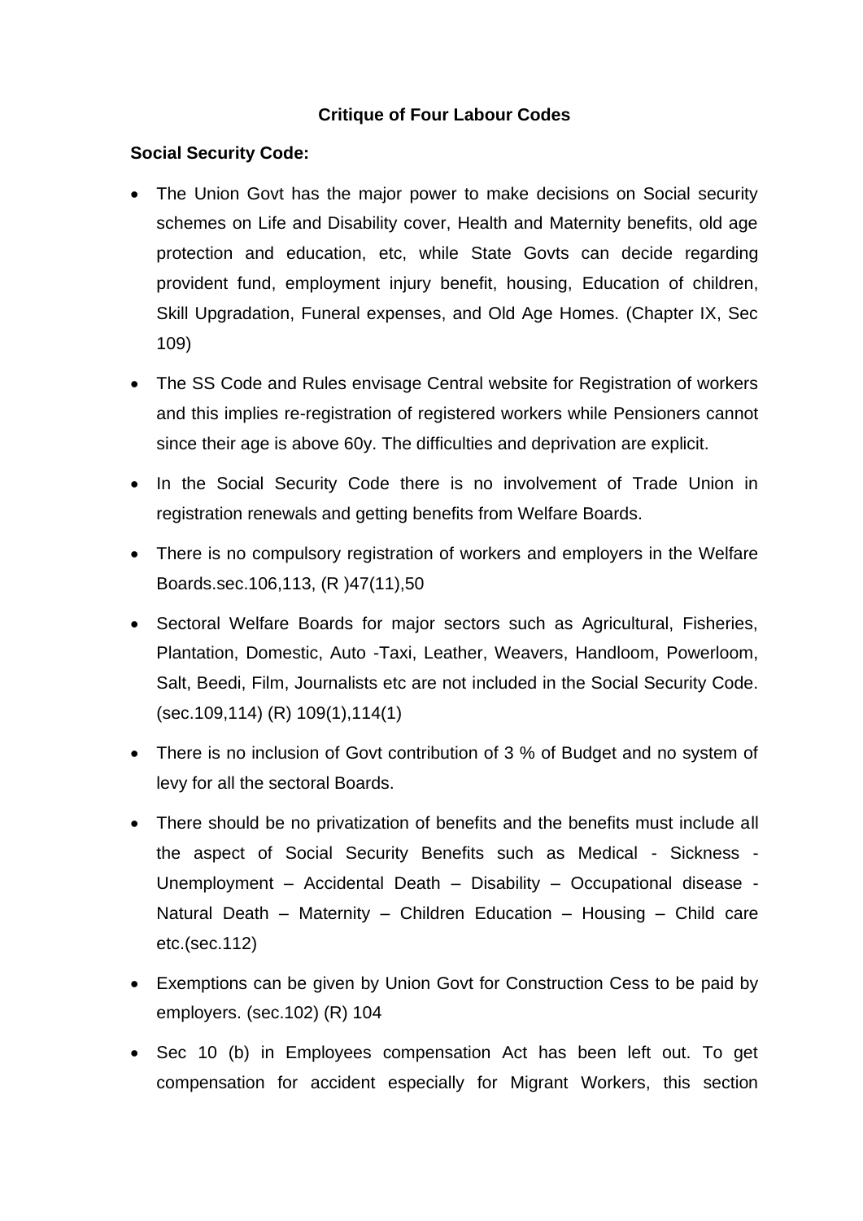# Critique of Four Labour Codes

**Social Security Code:**

- The Union Govt has the major power to make decisions on Social security schemes on Life and Disability cover, Health and Maternity benefits, old age protection and education, etc, while State Govts can decide regarding provident fund, employment injury benefit, housing, Education of children, Skill Upgradation, Funeral expenses, and Old Age Homes. (Chapter IX, Sec 109)
- The SS Code and Rules envisage Central website for Registration of workers and this implies re-registration of registered workers while Pensioners cannot since their age is above 60y. The difficulties and deprivation are explicit.
- In the Social Security Code there is no involvement of Trade Union in registration renewals and getting benefits from Welfare Boards.
- There is no compulsory registration of workers and employers in the Welfare Boards.sec.106,113, (R )47(11),50
- Sectoral Welfare Boards for major sectors such as Agricultural, Fisheries, Plantation, Domestic, Auto -Taxi, Leather, Weavers, Handloom, Powerloom, Salt, Beedi, Film, Journalists etc are not included in the Social Security Code. (sec.109,114) (R) 109(1),114(1)
- There is no inclusion of Govt contribution of 3 % of Budget and no system of levy for all the sectoral Boards.
- There should be no privatization of benefits and the benefits must include all the aspect of Social Security Benefits such as Medical - Sickness - Unemployment – Accidental Death – Disability – Occupational disease - Natural Death – Maternity – Children Education – Housing – Child care etc.(sec.112)
- Exemptions can be given by Union Govt for Construction Cess to be paid by employers. (sec.102) (R) 104
- Sec 10 (b) in Employees compensation Act has been left out. To get compensation for accident especially for Migrant Workers, this section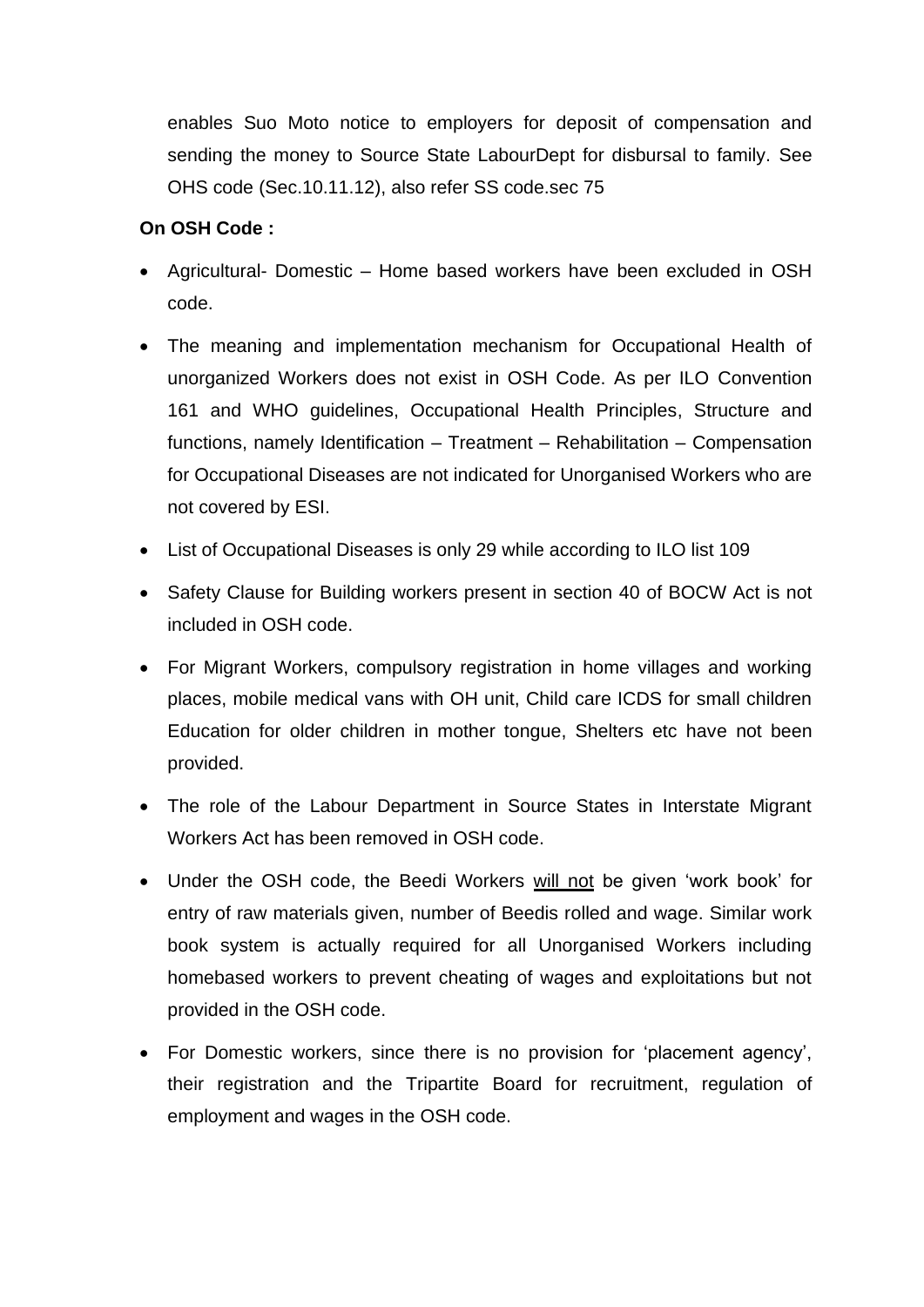enables Suo Moto notice to employers for deposit of compensation and sending the money to Source State LabourDept for disbursal to family. See OHS code (Sec.10.11.12), also refer SS code.sec 75

**On OSH Code :**

- Agricultural- Domestic – Home based workers have been excluded in OSH code.
- The meaning and implementation mechanism for Occupational Health of unorganized Workers does not exist in OSH Code. As per ILO Convention 161 and WHO guidelines, Occupational Health Principles, Structure and functions, namely Identification – Treatment – Rehabilitation – Compensation for Occupational Diseases are not indicated for Unorganised Workers who are not covered by ESI.
- List of Occupational Diseases is only 29 while according to ILO list 109
- Safety Clause for Building workers present in section 40 of BOCW Act is not included in OSH code.
- For Migrant Workers, compulsory registration in home villages and working places, mobile medical vans with OH unit, Child care ICDS for small children Education for older children in mother tongue, Shelters etc have not been provided.
- The role of the Labour Department in Source States in Interstate Migrant Workers Act has been removed in OSH code.
- Under the OSH code, the Beedi Workers <u>will not</u> be given 'work book' for entry of raw materials given, number of Beedis rolled and wage. Similar work book system is actually required for all Unorganised Workers including homebased workers to prevent cheating of wages and exploitations but not provided in the OSH code.
- For Domestic workers, since there is no provision for 'placement agency', their registration and the Tripartite Board for recruitment, regulation of employment and wages in the OSH code.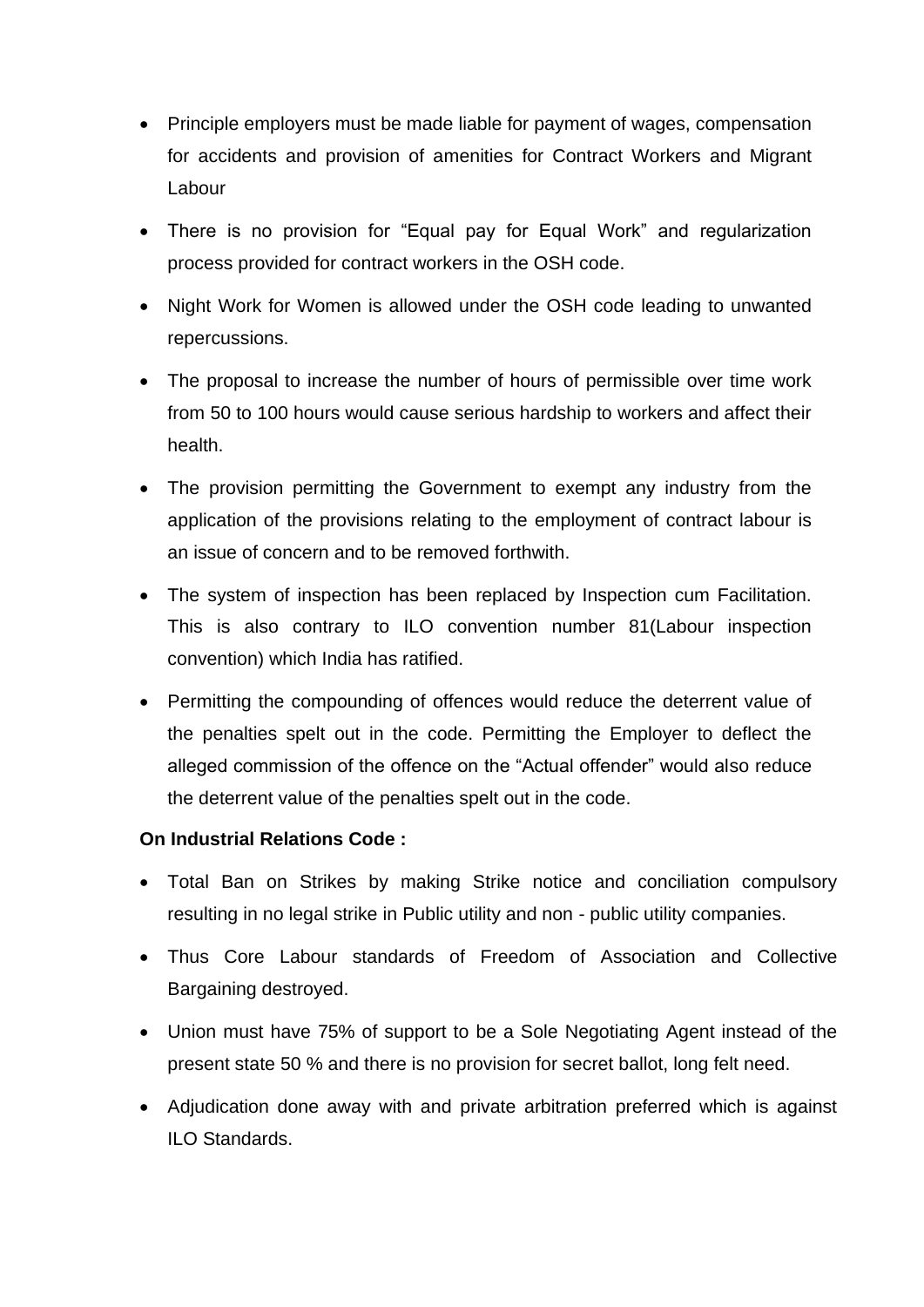- Principle employers must be made liable for payment of wages, compensation for accidents and provision of amenities for Contract Workers and Migrant Labour
- There is no provision for "Equal pay for Equal Work" and regularization process provided for contract workers in the OSH code.
- Night Work for Women is allowed under the OSH code leading to unwanted repercussions.
- The proposal to increase the number of hours of permissible over time work from 50 to 100 hours would cause serious hardship to workers and affect their health.
- The provision permitting the Government to exempt any industry from the application of the provisions relating to the employment of contract labour is an issue of concern and to be removed forthwith.
- The system of inspection has been replaced by Inspection cum Facilitation. This is also contrary to ILO convention number 81(Labour inspection convention) which India has ratified.
- Permitting the compounding of offences would reduce the deterrent value of the penalties spelt out in the code. Permitting the Employer to deflect the alleged commission of the offence on the "Actual offender" would also reduce the deterrent value of the penalties spelt out in the code.

**On Industrial Relations Code :**

- Total Ban on Strikes by making Strike notice and conciliation compulsory resulting in no legal strike in Public utility and non - public utility companies.
- Thus Core Labour standards of Freedom of Association and Collective Bargaining destroyed.
- Union must have 75% of support to be a Sole Negotiating Agent instead of the present state 50 % and there is no provision for secret ballot, long felt need.
- Adjudication done away with and private arbitration preferred which is against ILO Standards.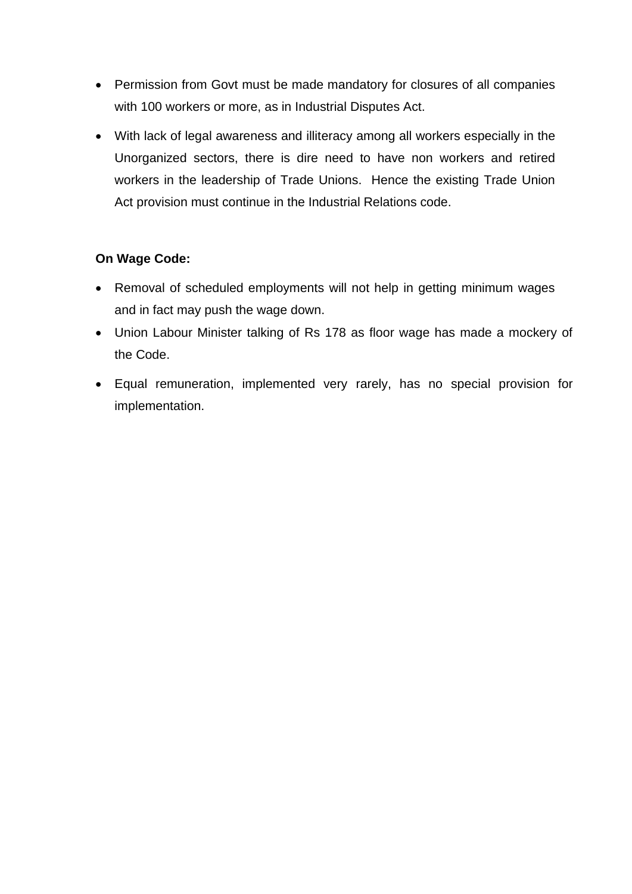- Permission from Govt must be made mandatory for closures of all companies with 100 workers or more, as in Industrial Disputes Act.
- With lack of legal awareness and illiteracy among all workers especially in the Unorganized sectors, there is dire need to have non workers and retired workers in the leadership of Trade Unions. Hence the existing Trade Union Act provision must continue in the Industrial Relations code.

**On Wage Code:**

- Removal of scheduled employments will not help in getting minimum wages and in fact may push the wage down.
- Union Labour Minister talking of Rs 178 as floor wage has made a mockery of the Code.
- Equal remuneration, implemented very rarely, has no special provision for implementation.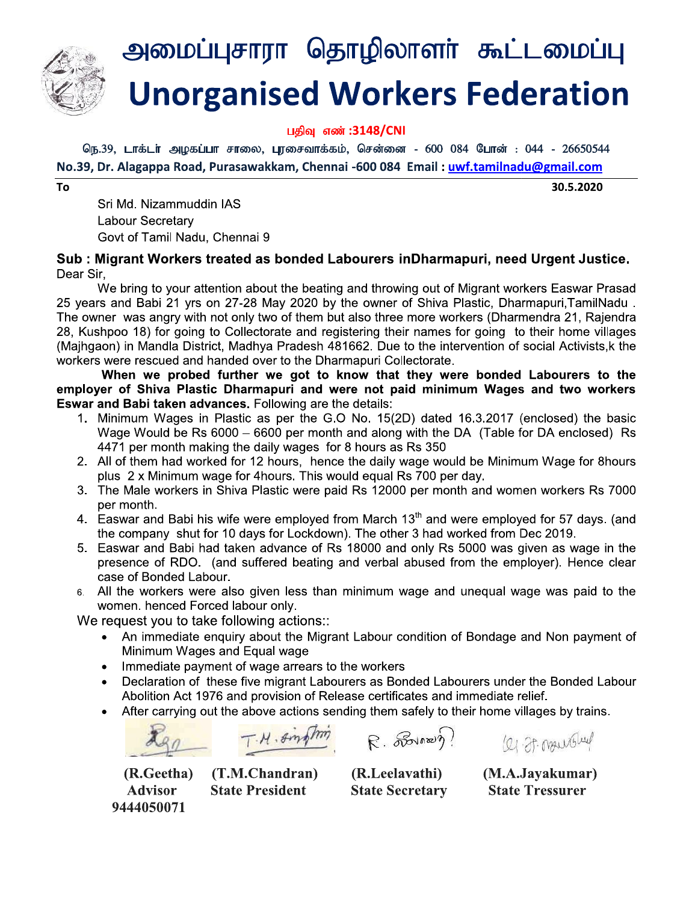# அமைப்புசாரா தொழிலாளர் கூட்டமைப்பு

# Unorganised Workers Federation

பதிவு எண் :3148/CNI

நெ.39, டாக்டர் அழகப்பா சாலை, புரசைவாக்கம், சென்னை - 600 084 போன் : 044 - 26650544

**No.39, Dr. Alagappa Road, Purasawakkam, Chennai -600 084 Email : uwf.tamilnadu@gmail.com**

**To** **30.5.2020**

Sri Md. Nizammuddin IAS
Labour Secretary
Govt of Tamil Nadu, Chennai 9

**Sub : Migrant Workers treated as bonded Labourers inDharmapuri, need Urgent Justice.**

Dear Sir,

We bring to your attention about the beating and throwing out of Migrant workers Easwar Prasad 25 years and Babi 21 yrs on 27-28 May 2020 by the owner of Shiva Plastic, Dharmapuri,TamilNadu . The owner was angry with not only two of them but also three more workers (Dharmendra 21, Rajendra 28, Kushpoo 18) for going to Collectorate and registering their names for going to their home villages (Majhgaon) in Mandla District, Madhya Pradesh 481662. Due to the intervention of social Activists,k the workers were rescued and handed over to the Dharmapuri Collectorate.

**When we probed further we got to know that they were bonded Labourers to the employer of Shiva Plastic Dharmapuri and were not paid minimum Wages and two workers Eswar and Babi taken advances.** Following are the details:

1. Minimum Wages in Plastic as per the G.O No. 15(2D) dated 16.3.2017 (enclosed) the basic Wage Would be Rs 6000 – 6600 per month and along with the DA (Table for DA enclosed) Rs 4471 per month making the daily wages for 8 hours as Rs 350
2. All of them had worked for 12 hours, hence the daily wage would be Minimum Wage for 8hours plus 2 x Minimum wage for 4hours. This would equal Rs 700 per day.
3. The Male workers in Shiva Plastic were paid Rs 12000 per month and women workers Rs 7000 per month.
4. Easwar and Babi his wife were employed from March 13th and were employed for 57 days. (and the company shut for 10 days for Lockdown). The other 3 had worked from Dec 2019.
5. Easwar and Babi had taken advance of Rs 18000 and only Rs 5000 was given as wage in the presence of RDO. (and suffered beating and verbal abused from the employer). Hence clear case of Bonded Labour.
6. All the workers were also given less than minimum wage and unequal wage was paid to the women. henced Forced labour only.

We request you to take following actions::

- An immediate enquiry about the Migrant Labour condition of Bondage and Non payment of Minimum Wages and Equal wage
- Immediate payment of wage arrears to the workers
- Declaration of these five migrant Labourers as Bonded Labourers under the Bonded Labour Abolition Act 1976 and provision of Release certificates and immediate relief.
- After carrying out the above actions sending them safely to their home villages by trains.

| (R.Geetha) Advisor 9444050071 | (T.M.Chandran) State President | (R.Leelavathi) State Secretary | (M.A.Jayakumar) State Tressurer |
|---|---|---|---|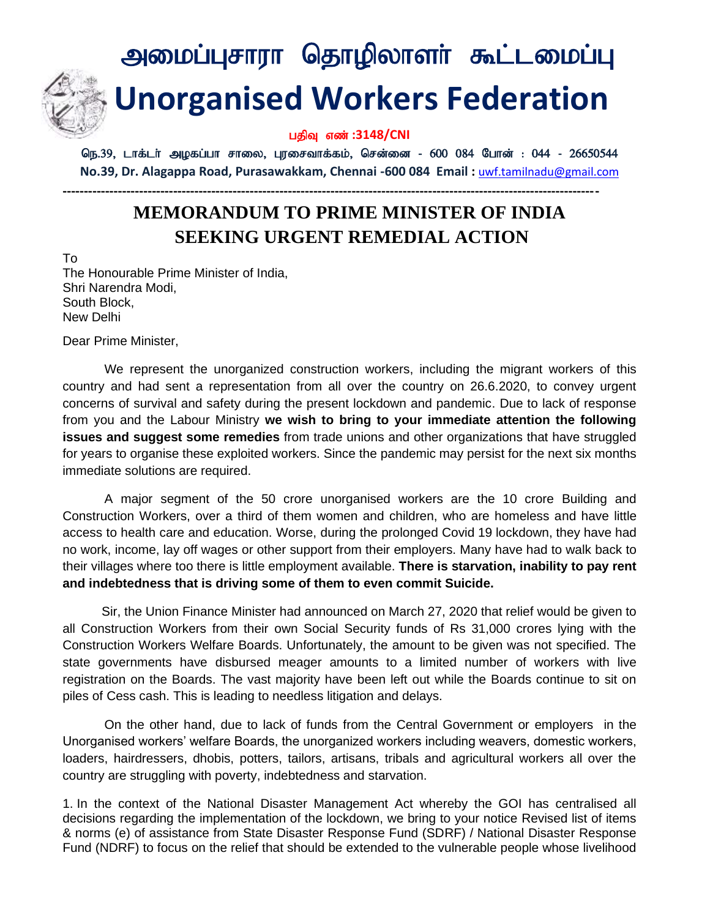# அமைப்புசாரா தொழிலாளர் கூட்டமைப்பு

# Unorganised Workers Federation

பதிவு எண் :3148/CNI

நெ.39, டாக்டர் அழகப்பா சாலை, புரசைவாக்கம், சென்னை - 600 084 போன் : 044 - 26650544

**No.39, Dr. Alagappa Road, Purasawakkam, Chennai -600 084 Email :** uwf.tamilnadu@gmail.com

---

## MEMORANDUM TO PRIME MINISTER OF INDIA SEEKING URGENT REMEDIAL ACTION

To
The Honourable Prime Minister of India,
Shri Narendra Modi,
South Block,
New Delhi

Dear Prime Minister,

We represent the unorganized construction workers, including the migrant workers of this country and had sent a representation from all over the country on 26.6.2020, to convey urgent concerns of survival and safety during the present lockdown and pandemic. Due to lack of response from you and the Labour Ministry **we wish to bring to your immediate attention the following issues and suggest some remedies** from trade unions and other organizations that have struggled for years to organise these exploited workers. Since the pandemic may persist for the next six months immediate solutions are required.

A major segment of the 50 crore unorganised workers are the 10 crore Building and Construction Workers, over a third of them women and children, who are homeless and have little access to health care and education. Worse, during the prolonged Covid 19 lockdown, they have had no work, income, lay off wages or other support from their employers. Many have had to walk back to their villages where too there is little employment available. **There is starvation, inability to pay rent and indebtedness that is driving some of them to even commit Suicide.**

Sir, the Union Finance Minister had announced on March 27, 2020 that relief would be given to all Construction Workers from their own Social Security funds of Rs 31,000 crores lying with the Construction Workers Welfare Boards. Unfortunately, the amount to be given was not specified. The state governments have disbursed meager amounts to a limited number of workers with live registration on the Boards. The vast majority have been left out while the Boards continue to sit on piles of Cess cash. This is leading to needless litigation and delays.

On the other hand, due to lack of funds from the Central Government or employers in the Unorganised workers' welfare Boards, the unorganized workers including weavers, domestic workers, loaders, hairdressers, dhobis, potters, tailors, artisans, tribals and agricultural workers all over the country are struggling with poverty, indebtedness and starvation.

1. In the context of the National Disaster Management Act whereby the GOI has centralised all decisions regarding the implementation of the lockdown, we bring to your notice Revised list of items & norms (e) of assistance from State Disaster Response Fund (SDRF) / National Disaster Response Fund (NDRF) to focus on the relief that should be extended to the vulnerable people whose livelihood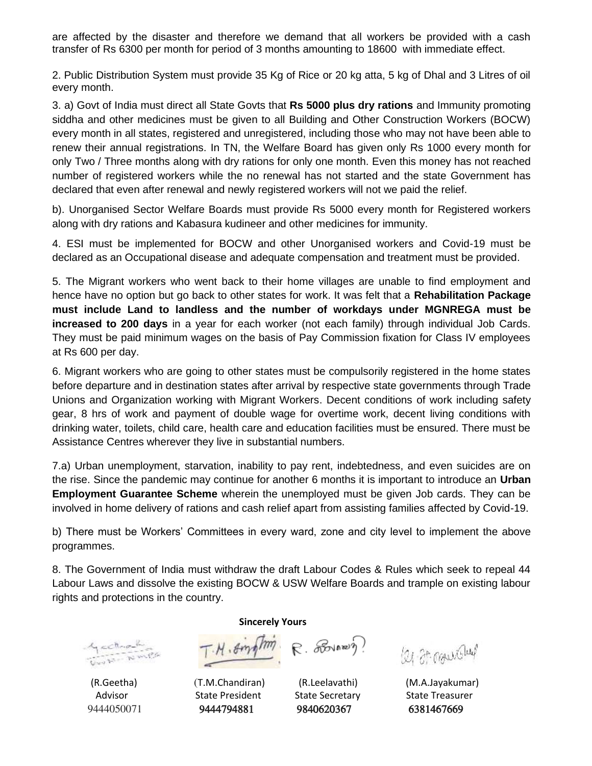are affected by the disaster and therefore we demand that all workers be provided with a cash transfer of Rs 6300 per month for period of 3 months amounting to 18600 with immediate effect.

2. Public Distribution System must provide 35 Kg of Rice or 20 kg atta, 5 kg of Dhal and 3 Litres of oil every month.

3. a) Govt of India must direct all State Govts that **Rs 5000 plus dry rations** and Immunity promoting siddha and other medicines must be given to all Building and Other Construction Workers (BOCW) every month in all states, registered and unregistered, including those who may not have been able to renew their annual registrations. In TN, the Welfare Board has given only Rs 1000 every month for only Two / Three months along with dry rations for only one month. Even this money has not reached number of registered workers while the no renewal has not started and the state Government has declared that even after renewal and newly registered workers will not we paid the relief.

b). Unorganised Sector Welfare Boards must provide Rs 5000 every month for Registered workers along with dry rations and Kabasura kudineer and other medicines for immunity.

4. ESI must be implemented for BOCW and other Unorganised workers and Covid-19 must be declared as an Occupational disease and adequate compensation and treatment must be provided.

5. The Migrant workers who went back to their home villages are unable to find employment and hence have no option but go back to other states for work. It was felt that a **Rehabilitation Package must include Land to landless and the number of workdays under MGNREGA must be increased to 200 days** in a year for each worker (not each family) through individual Job Cards. They must be paid minimum wages on the basis of Pay Commission fixation for Class IV employees at Rs 600 per day.

6. Migrant workers who are going to other states must be compulsorily registered in the home states before departure and in destination states after arrival by respective state governments through Trade Unions and Organization working with Migrant Workers. Decent conditions of work including safety gear, 8 hrs of work and payment of double wage for overtime work, decent living conditions with drinking water, toilets, child care, health care and education facilities must be ensured. There must be Assistance Centres wherever they live in substantial numbers.

7.a) Urban unemployment, starvation, inability to pay rent, indebtedness, and even suicides are on the rise. Since the pandemic may continue for another 6 months it is important to introduce an **Urban Employment Guarantee Scheme** wherein the unemployed must be given Job cards. They can be involved in home delivery of rations and cash relief apart from assisting families affected by Covid-19.

b) There must be Workers' Committees in every ward, zone and city level to implement the above programmes.

8. The Government of India must withdraw the draft Labour Codes & Rules which seek to repeal 44 Labour Laws and dissolve the existing BOCW & USW Welfare Boards and trample on existing labour rights and protections in the country.

**Sincerely Yours**

| (R.Geetha) | (T.M.Chandiran) | (R.Leelavathi) | (M.A.Jayakumar) |
|---|---|---|---|
| Advisor | State President | State Secretary | State Treasurer |
| 9444050071 | 9444794881 | 9840620367 | 6381467669 |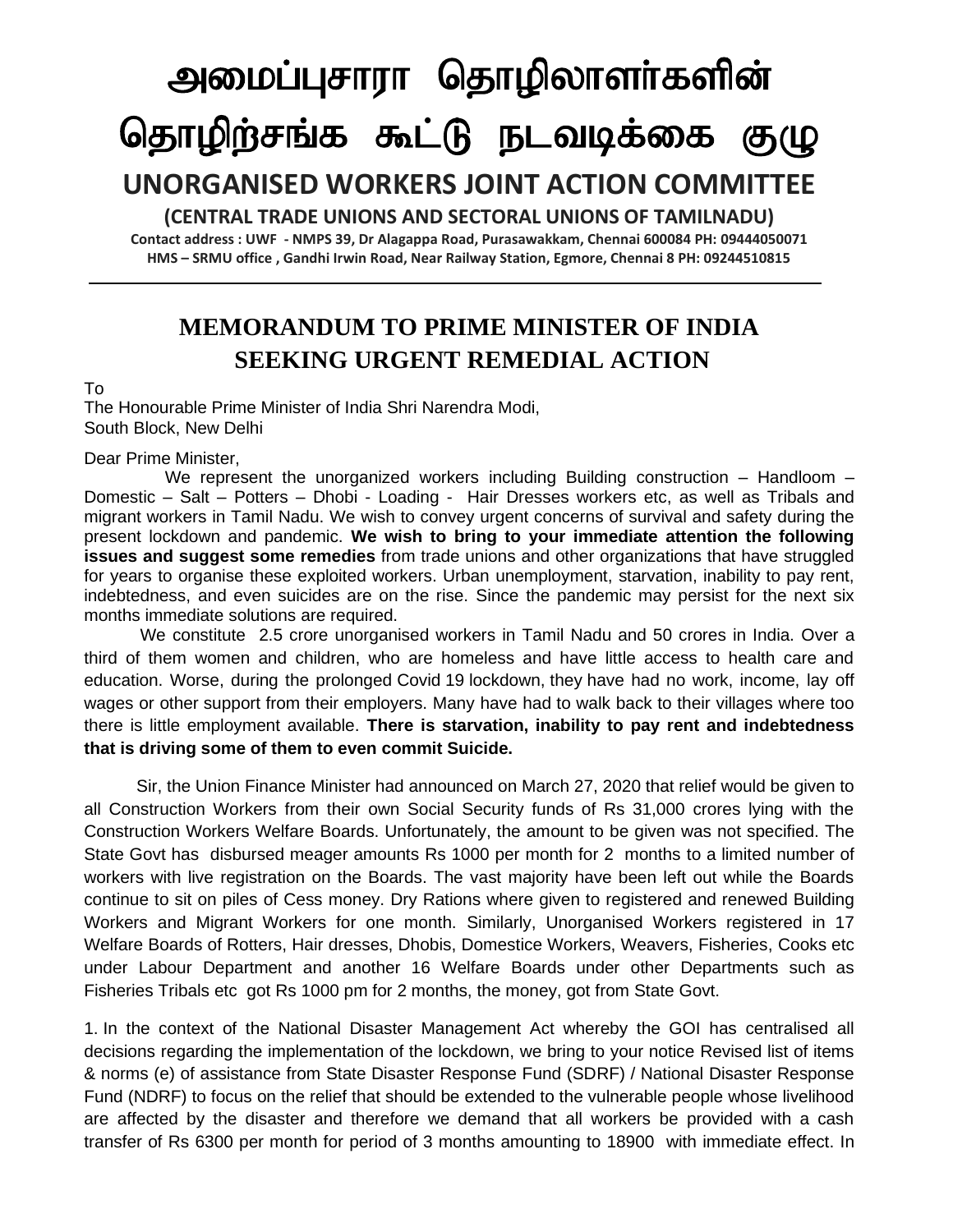# அமைப்புசாரா தொழிலாளர்களின் தொழிற்சங்க கூட்டு நடவடிக்கை குழு

## UNORGANISED WORKERS JOINT ACTION COMMITTEE

**(CENTRAL TRADE UNIONS AND SECTORAL UNIONS OF TAMILNADU)**

**Contact address : UWF - NMPS 39, Dr Alagappa Road, Purasawakkam, Chennai 600084 PH: 09444050071**
**HMS – SRMU office , Gandhi Irwin Road, Near Railway Station, Egmore, Chennai 8 PH: 09244510815**

---

## MEMORANDUM TO PRIME MINISTER OF INDIA SEEKING URGENT REMEDIAL ACTION

To
The Honourable Prime Minister of India Shri Narendra Modi,
South Block, New Delhi

Dear Prime Minister,

We represent the unorganized workers including Building construction – Handloom – Domestic – Salt – Potters – Dhobi - Loading - Hair Dresses workers etc, as well as Tribals and migrant workers in Tamil Nadu. We wish to convey urgent concerns of survival and safety during the present lockdown and pandemic. **We wish to bring to your immediate attention the following issues and suggest some remedies** from trade unions and other organizations that have struggled for years to organise these exploited workers. Urban unemployment, starvation, inability to pay rent, indebtedness, and even suicides are on the rise. Since the pandemic may persist for the next six months immediate solutions are required.

We constitute 2.5 crore unorganised workers in Tamil Nadu and 50 crores in India. Over a third of them women and children, who are homeless and have little access to health care and education. Worse, during the prolonged Covid 19 lockdown, they have had no work, income, lay off wages or other support from their employers. Many have had to walk back to their villages where too there is little employment available. **There is starvation, inability to pay rent and indebtedness that is driving some of them to even commit Suicide.**

Sir, the Union Finance Minister had announced on March 27, 2020 that relief would be given to all Construction Workers from their own Social Security funds of Rs 31,000 crores lying with the Construction Workers Welfare Boards. Unfortunately, the amount to be given was not specified. The State Govt has disbursed meager amounts Rs 1000 per month for 2 months to a limited number of workers with live registration on the Boards. The vast majority have been left out while the Boards continue to sit on piles of Cess money. Dry Rations where given to registered and renewed Building Workers and Migrant Workers for one month. Similarly, Unorganised Workers registered in 17 Welfare Boards of Rotters, Hair dresses, Dhobis, Domestice Workers, Weavers, Fisheries, Cooks etc under Labour Department and another 16 Welfare Boards under other Departments such as Fisheries Tribals etc got Rs 1000 pm for 2 months, the money, got from State Govt.

1. In the context of the National Disaster Management Act whereby the GOI has centralised all decisions regarding the implementation of the lockdown, we bring to your notice Revised list of items & norms (e) of assistance from State Disaster Response Fund (SDRF) / National Disaster Response Fund (NDRF) to focus on the relief that should be extended to the vulnerable people whose livelihood are affected by the disaster and therefore we demand that all workers be provided with a cash transfer of Rs 6300 per month for period of 3 months amounting to 18900 with immediate effect. In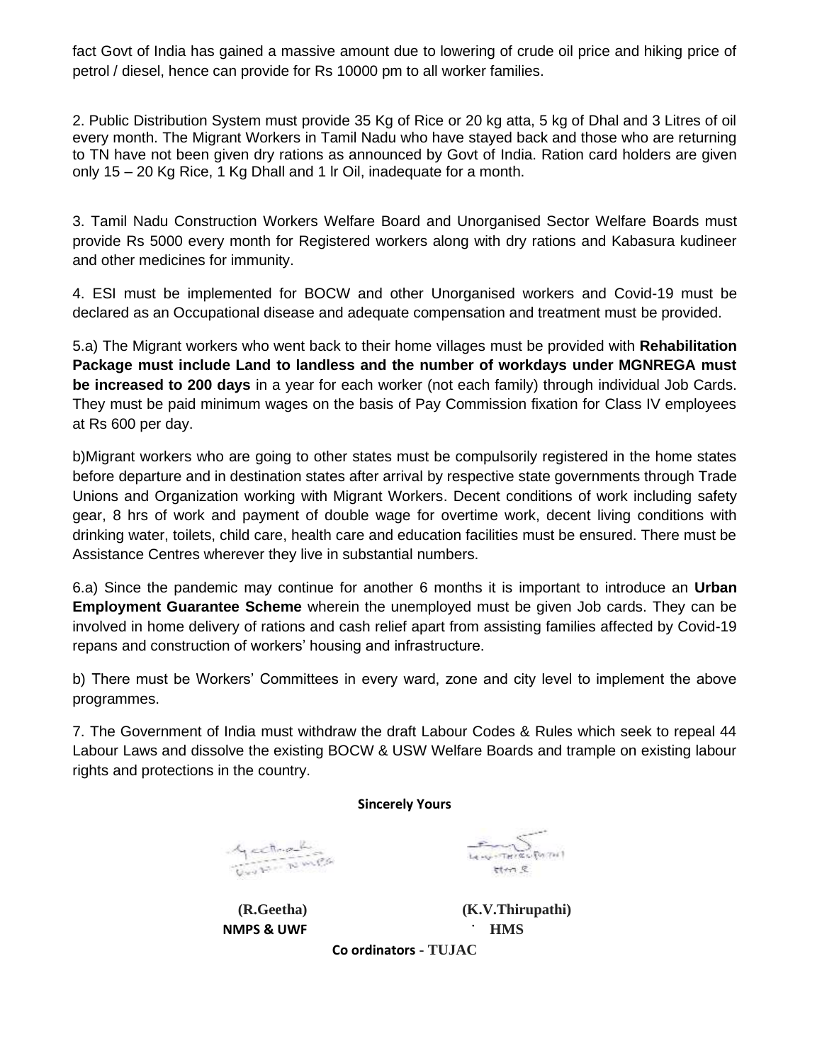fact Govt of India has gained a massive amount due to lowering of crude oil price and hiking price of petrol / diesel, hence can provide for Rs 10000 pm to all worker families.

2. Public Distribution System must provide 35 Kg of Rice or 20 kg atta, 5 kg of Dhal and 3 Litres of oil every month. The Migrant Workers in Tamil Nadu who have stayed back and those who are returning to TN have not been given dry rations as announced by Govt of India. Ration card holders are given only 15 – 20 Kg Rice, 1 Kg Dhall and 1 lr Oil, inadequate for a month.

3. Tamil Nadu Construction Workers Welfare Board and Unorganised Sector Welfare Boards must provide Rs 5000 every month for Registered workers along with dry rations and Kabasura kudineer and other medicines for immunity.

4. ESI must be implemented for BOCW and other Unorganised workers and Covid-19 must be declared as an Occupational disease and adequate compensation and treatment must be provided.

5.a) The Migrant workers who went back to their home villages must be provided with **Rehabilitation Package must include Land to landless and the number of workdays under MGNREGA must be increased to 200 days** in a year for each worker (not each family) through individual Job Cards. They must be paid minimum wages on the basis of Pay Commission fixation for Class IV employees at Rs 600 per day.

b)Migrant workers who are going to other states must be compulsorily registered in the home states before departure and in destination states after arrival by respective state governments through Trade Unions and Organization working with Migrant Workers. Decent conditions of work including safety gear, 8 hrs of work and payment of double wage for overtime work, decent living conditions with drinking water, toilets, child care, health care and education facilities must be ensured. There must be Assistance Centres wherever they live in substantial numbers.

6.a) Since the pandemic may continue for another 6 months it is important to introduce an **Urban Employment Guarantee Scheme** wherein the unemployed must be given Job cards. They can be involved in home delivery of rations and cash relief apart from assisting families affected by Covid-19 repans and construction of workers' housing and infrastructure.

b) There must be Workers' Committees in every ward, zone and city level to implement the above programmes.

7. The Government of India must withdraw the draft Labour Codes & Rules which seek to repeal 44 Labour Laws and dissolve the existing BOCW & USW Welfare Boards and trample on existing labour rights and protections in the country.

**Sincerely Yours**

**(R.Geetha)**
**NMPS & UWF**

**(K.V.Thirupathi)**
**HMS**

**Co ordinators - TUJAC**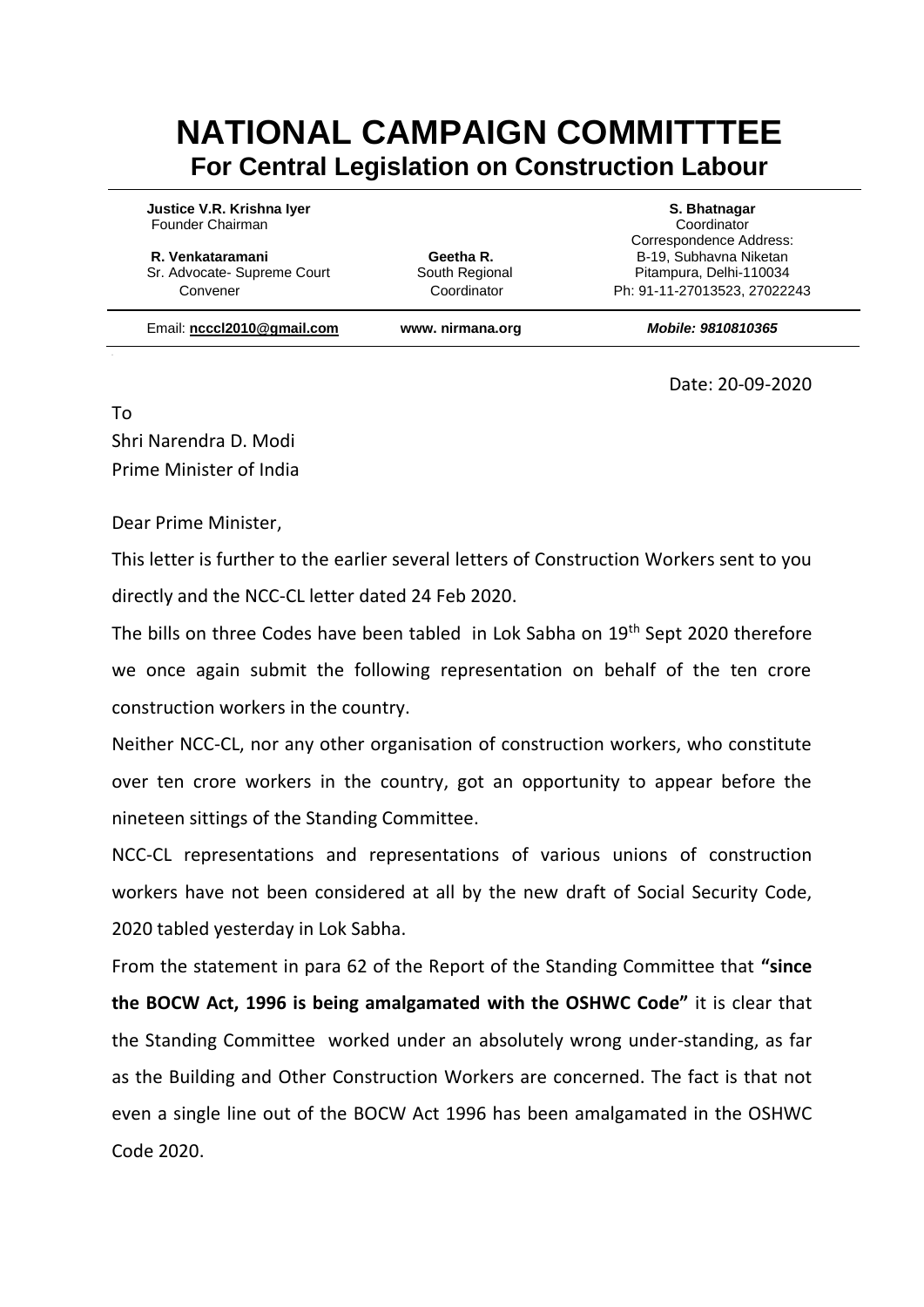# NATIONAL CAMPAIGN COMMITTTEE

## For Central Legislation on Construction Labour

**Justice V.R. Krishna Iyer**
Founder Chairman

**R. Venkataramani**
Sr. Advocate- Supreme Court
Convener

**Geetha R.**
South Regional
Coordinator

**S. Bhatnagar**
Coordinator
Correspondence Address:
B-19, Subhavna Niketan
Pitampura, Delhi-110034
Ph: 91-11-27013523, 27022243

Email: **ncccl2010@gmail.com** **www. nirmana.org** ***Mobile: 9810810365***

Date: 20-09-2020

To
Shri Narendra D. Modi
Prime Minister of India

Dear Prime Minister,

This letter is further to the earlier several letters of Construction Workers sent to you directly and the NCC-CL letter dated 24 Feb 2020.

The bills on three Codes have been tabled in Lok Sabha on 19th Sept 2020 therefore we once again submit the following representation on behalf of the ten crore construction workers in the country.

Neither NCC-CL, nor any other organisation of construction workers, who constitute over ten crore workers in the country, got an opportunity to appear before the nineteen sittings of the Standing Committee.

NCC-CL representations and representations of various unions of construction workers have not been considered at all by the new draft of Social Security Code, 2020 tabled yesterday in Lok Sabha.

From the statement in para 62 of the Report of the Standing Committee that **"since the BOCW Act, 1996 is being amalgamated with the OSHWC Code"** it is clear that the Standing Committee worked under an absolutely wrong under-standing, as far as the Building and Other Construction Workers are concerned. The fact is that not even a single line out of the BOCW Act 1996 has been amalgamated in the OSHWC Code 2020.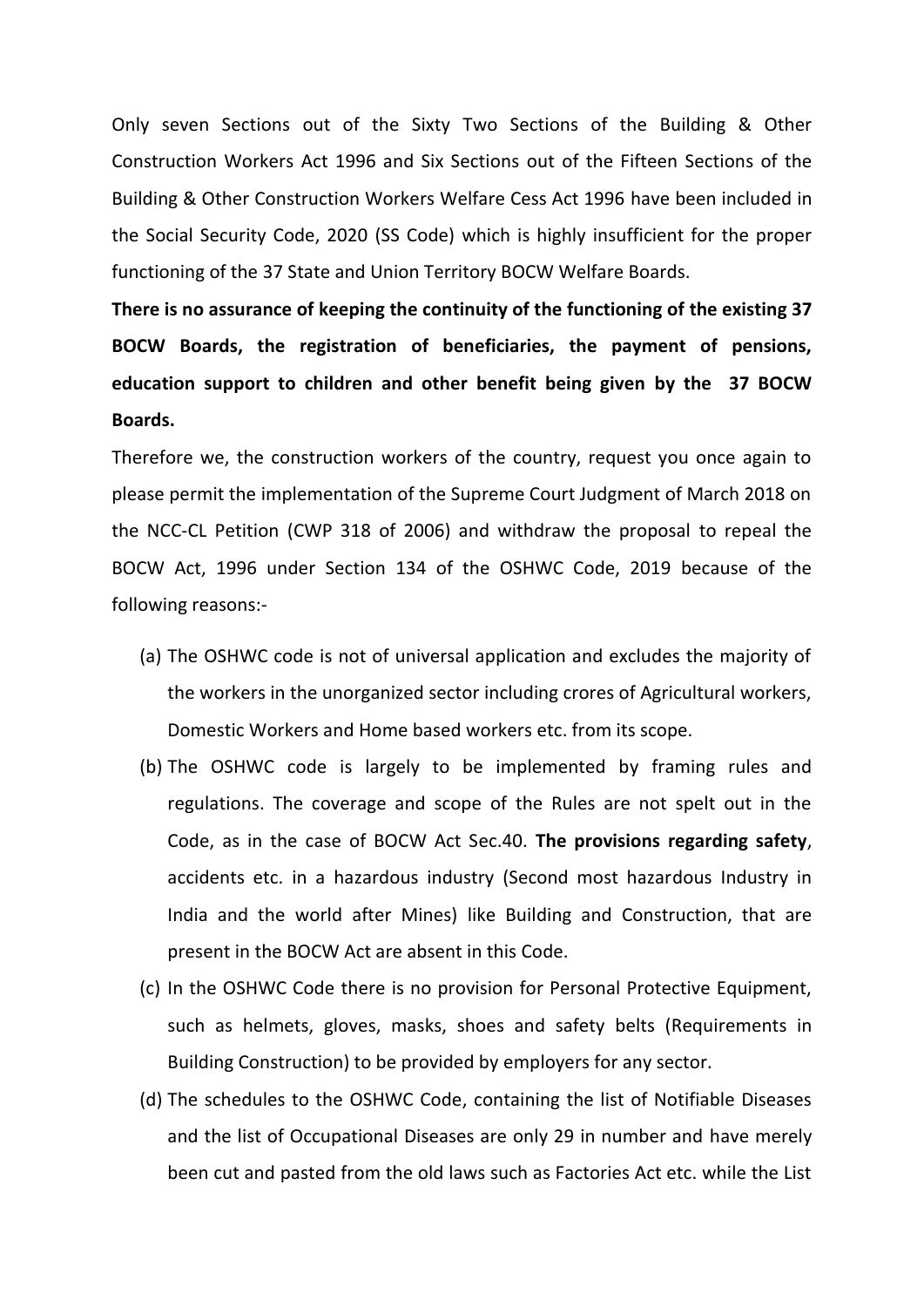Only seven Sections out of the Sixty Two Sections of the Building & Other Construction Workers Act 1996 and Six Sections out of the Fifteen Sections of the Building & Other Construction Workers Welfare Cess Act 1996 have been included in the Social Security Code, 2020 (SS Code) which is highly insufficient for the proper functioning of the 37 State and Union Territory BOCW Welfare Boards.

**There is no assurance of keeping the continuity of the functioning of the existing 37 BOCW Boards, the registration of beneficiaries, the payment of pensions, education support to children and other benefit being given by the 37 BOCW Boards.**

Therefore we, the construction workers of the country, request you once again to please permit the implementation of the Supreme Court Judgment of March 2018 on the NCC-CL Petition (CWP 318 of 2006) and withdraw the proposal to repeal the BOCW Act, 1996 under Section 134 of the OSHWC Code, 2019 because of the following reasons:-

(a) The OSHWC code is not of universal application and excludes the majority of the workers in the unorganized sector including crores of Agricultural workers, Domestic Workers and Home based workers etc. from its scope.

(b) The OSHWC code is largely to be implemented by framing rules and regulations. The coverage and scope of the Rules are not spelt out in the Code, as in the case of BOCW Act Sec.40. **The provisions regarding safety**, accidents etc. in a hazardous industry (Second most hazardous Industry in India and the world after Mines) like Building and Construction, that are present in the BOCW Act are absent in this Code.

(c) In the OSHWC Code there is no provision for Personal Protective Equipment, such as helmets, gloves, masks, shoes and safety belts (Requirements in Building Construction) to be provided by employers for any sector.

(d) The schedules to the OSHWC Code, containing the list of Notifiable Diseases and the list of Occupational Diseases are only 29 in number and have merely been cut and pasted from the old laws such as Factories Act etc. while the List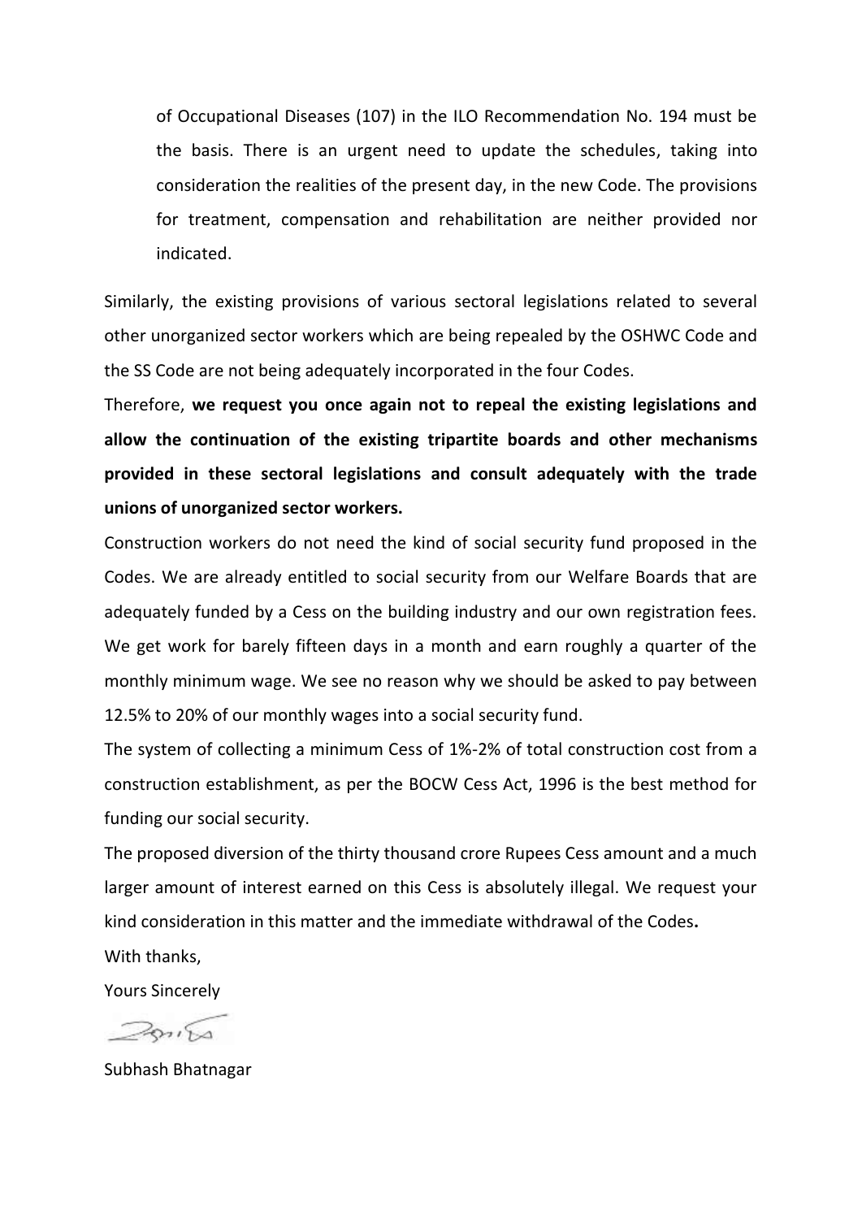of Occupational Diseases (107) in the ILO Recommendation No. 194 must be the basis. There is an urgent need to update the schedules, taking into consideration the realities of the present day, in the new Code. The provisions for treatment, compensation and rehabilitation are neither provided nor indicated.

Similarly, the existing provisions of various sectoral legislations related to several other unorganized sector workers which are being repealed by the OSHWC Code and the SS Code are not being adequately incorporated in the four Codes.

Therefore, **we request you once again not to repeal the existing legislations and allow the continuation of the existing tripartite boards and other mechanisms provided in these sectoral legislations and consult adequately with the trade unions of unorganized sector workers.**

Construction workers do not need the kind of social security fund proposed in the Codes. We are already entitled to social security from our Welfare Boards that are adequately funded by a Cess on the building industry and our own registration fees. We get work for barely fifteen days in a month and earn roughly a quarter of the monthly minimum wage. We see no reason why we should be asked to pay between 12.5% to 20% of our monthly wages into a social security fund.

The system of collecting a minimum Cess of 1%-2% of total construction cost from a construction establishment, as per the BOCW Cess Act, 1996 is the best method for funding our social security.

The proposed diversion of the thirty thousand crore Rupees Cess amount and a much larger amount of interest earned on this Cess is absolutely illegal. We request your kind consideration in this matter and the immediate withdrawal of the Codes**.**

With thanks,

Yours Sincerely

Subhash Bhatnagar